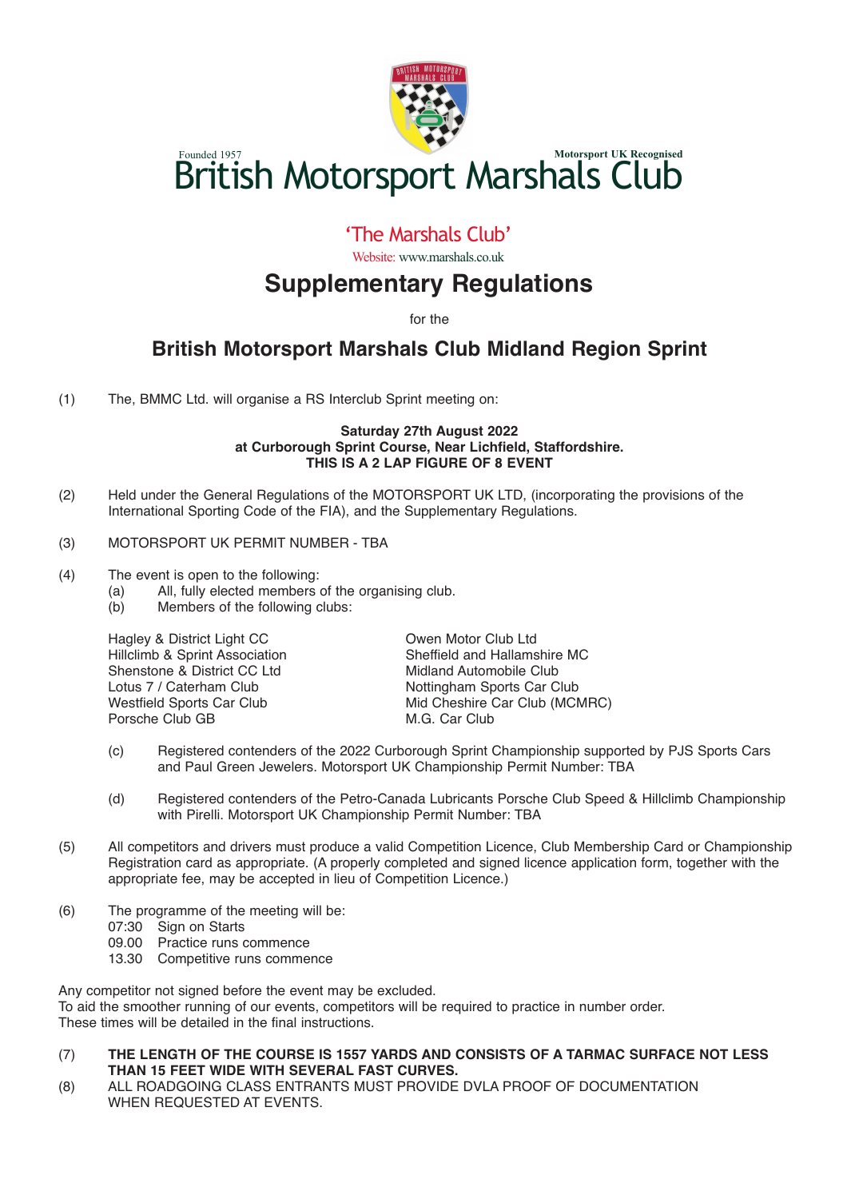Founded 1957 Motorsport UK Recognised

# British Motorsport Marshals Club

'The Marshals Club'

Website: www.marshals.co.uk

## Supplementary Regulations

for the

## British Motorsport Marshals Club Midland Region Sprint

(1) The, BMMC Ltd. will organise a RS Interclub Sprint meeting on:

**Saturday 27th August 2022**
**at Curborough Sprint Course, Near Lichfield, Staffordshire.**
**THIS IS A 2 LAP FIGURE OF 8 EVENT**

(2) Held under the General Regulations of the MOTORSPORT UK LTD, (incorporating the provisions of the International Sporting Code of the FIA), and the Supplementary Regulations.

(3) MOTORSPORT UK PERMIT NUMBER - TBA

(4) The event is open to the following:
  (a) All, fully elected members of the organising club.
  (b) Members of the following clubs:

Hagley & District Light CC
Hillclimb & Sprint Association
Shenstone & District CC Ltd
Lotus 7 / Caterham Club
Westfield Sports Car Club
Porsche Club GB
Owen Motor Club Ltd
Sheffield and Hallamshire MC
Midland Automobile Club
Nottingham Sports Car Club
Mid Cheshire Car Club (MCMRC)
M.G. Car Club

  (c) Registered contenders of the 2022 Curborough Sprint Championship supported by PJS Sports Cars and Paul Green Jewelers. Motorsport UK Championship Permit Number: TBA

  (d) Registered contenders of the Petro-Canada Lubricants Porsche Club Speed & Hillclimb Championship with Pirelli. Motorsport UK Championship Permit Number: TBA

(5) All competitors and drivers must produce a valid Competition Licence, Club Membership Card or Championship Registration card as appropriate. (A properly completed and signed licence application form, together with the appropriate fee, may be accepted in lieu of Competition Licence.)

(6) The programme of the meeting will be:
07:30 Sign on Starts
09.00 Practice runs commence
13.30 Competitive runs commence

Any competitor not signed before the event may be excluded.
To aid the smoother running of our events, competitors will be required to practice in number order.
These times will be detailed in the final instructions.

(7) **THE LENGTH OF THE COURSE IS 1557 YARDS AND CONSISTS OF A TARMAC SURFACE NOT LESS THAN 15 FEET WIDE WITH SEVERAL FAST CURVES.**

(8) ALL ROADGOING CLASS ENTRANTS MUST PROVIDE DVLA PROOF OF DOCUMENTATION WHEN REQUESTED AT EVENTS.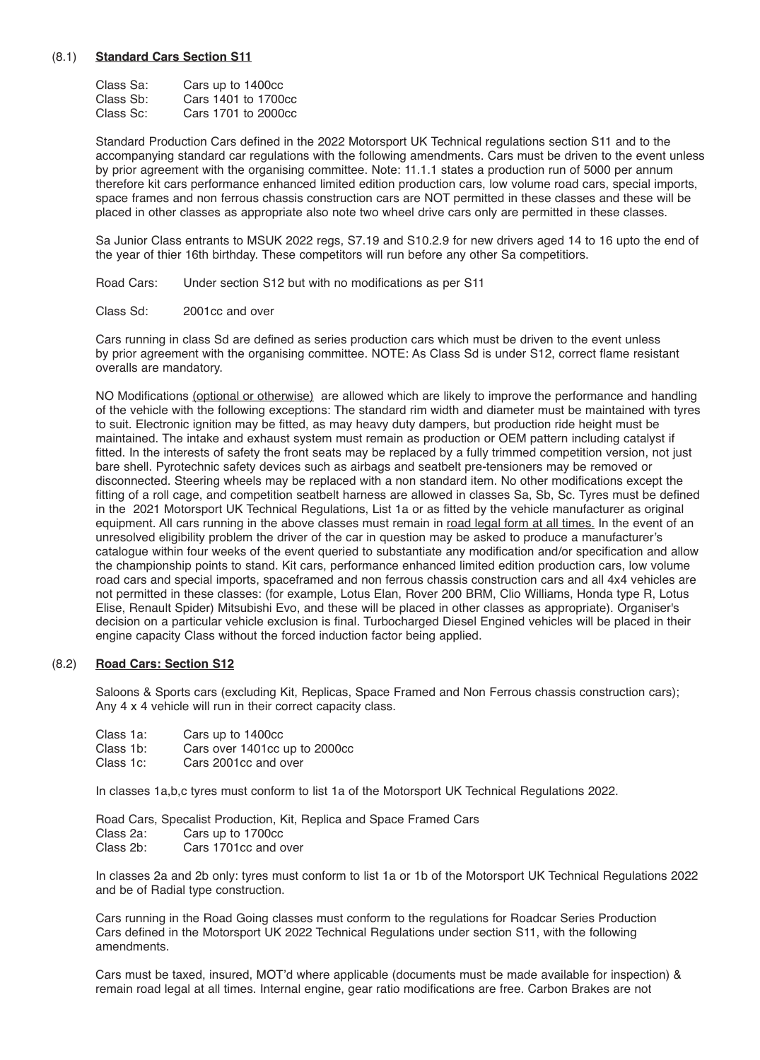## (8.1) **Standard Cars Section S11**

Class Sa: Cars up to 1400cc
Class Sb: Cars 1401 to 1700cc
Class Sc: Cars 1701 to 2000cc

Standard Production Cars defined in the 2022 Motorsport UK Technical regulations section S11 and to the accompanying standard car regulations with the following amendments. Cars must be driven to the event unless by prior agreement with the organising committee. Note: 11.1.1 states a production run of 5000 per annum therefore kit cars performance enhanced limited edition production cars, low volume road cars, special imports, space frames and non ferrous chassis construction cars are NOT permitted in these classes and these will be placed in other classes as appropriate also note two wheel drive cars only are permitted in these classes.

Sa Junior Class entrants to MSUK 2022 regs, S7.19 and S10.2.9 for new drivers aged 14 to 16 upto the end of the year of thier 16th birthday. These competitors will run before any other Sa competitiors.

Road Cars: Under section S12 but with no modifications as per S11

Class Sd: 2001cc and over

Cars running in class Sd are defined as series production cars which must be driven to the event unless by prior agreement with the organising committee. NOTE: As Class Sd is under S12, correct flame resistant overalls are mandatory.

NO Modifications <u>(optional or otherwise)</u> are allowed which are likely to improve the performance and handling of the vehicle with the following exceptions: The standard rim width and diameter must be maintained with tyres to suit. Electronic ignition may be fitted, as may heavy duty dampers, but production ride height must be maintained. The intake and exhaust system must remain as production or OEM pattern including catalyst if fitted. In the interests of safety the front seats may be replaced by a fully trimmed competition version, not just bare shell. Pyrotechnic safety devices such as airbags and seatbelt pre-tensioners may be removed or disconnected. Steering wheels may be replaced with a non standard item. No other modifications except the fitting of a roll cage, and competition seatbelt harness are allowed in classes Sa, Sb, Sc. Tyres must be defined in the 2021 Motorsport UK Technical Regulations, List 1a or as fitted by the vehicle manufacturer as original equipment. All cars running in the above classes must remain in <u>road legal form at all times.</u> In the event of an unresolved eligibility problem the driver of the car in question may be asked to produce a manufacturer's catalogue within four weeks of the event queried to substantiate any modification and/or specification and allow the championship points to stand. Kit cars, performance enhanced limited edition production cars, low volume road cars and special imports, spaceframed and non ferrous chassis construction cars and all 4x4 vehicles are not permitted in these classes: (for example, Lotus Elan, Rover 200 BRM, Clio Williams, Honda type R, Lotus Elise, Renault Spider) Mitsubishi Evo, and these will be placed in other classes as appropriate). Organiser's decision on a particular vehicle exclusion is final. Turbocharged Diesel Engined vehicles will be placed in their engine capacity Class without the forced induction factor being applied.

## (8.2) **Road Cars: Section S12**

Saloons & Sports cars (excluding Kit, Replicas, Space Framed and Non Ferrous chassis construction cars); Any 4 x 4 vehicle will run in their correct capacity class.

Class 1a: Cars up to 1400cc
Class 1b: Cars over 1401cc up to 2000cc
Class 1c: Cars 2001cc and over

In classes 1a,b,c tyres must conform to list 1a of the Motorsport UK Technical Regulations 2022.

Road Cars, Specalist Production, Kit, Replica and Space Framed Cars
Class 2a: Cars up to 1700cc
Class 2b: Cars 1701cc and over

In classes 2a and 2b only: tyres must conform to list 1a or 1b of the Motorsport UK Technical Regulations 2022 and be of Radial type construction.

Cars running in the Road Going classes must conform to the regulations for Roadcar Series Production Cars defined in the Motorsport UK 2022 Technical Regulations under section S11, with the following amendments.

Cars must be taxed, insured, MOT'd where applicable (documents must be made available for inspection) & remain road legal at all times. Internal engine, gear ratio modifications are free. Carbon Brakes are not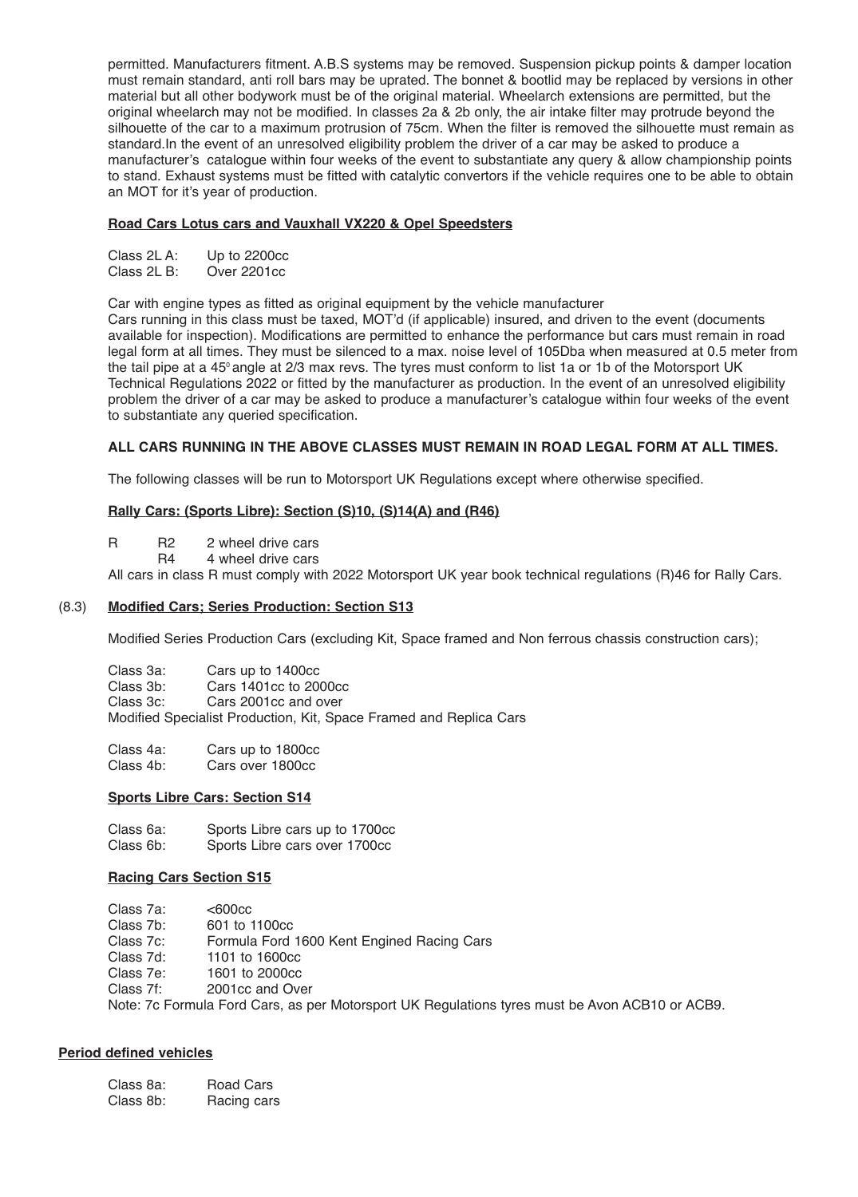permitted. Manufacturers fitment. A.B.S systems may be removed. Suspension pickup points & damper location must remain standard, anti roll bars may be uprated. The bonnet & bootlid may be replaced by versions in other material but all other bodywork must be of the original material. Wheelarch extensions are permitted, but the original wheelarch may not be modified. In classes 2a & 2b only, the air intake filter may protrude beyond the silhouette of the car to a maximum protrusion of 75cm. When the filter is removed the silhouette must remain as standard.In the event of an unresolved eligibility problem the driver of a car may be asked to produce a manufacturer's catalogue within four weeks of the event to substantiate any query & allow championship points to stand. Exhaust systems must be fitted with catalytic convertors if the vehicle requires one to be able to obtain an MOT for it's year of production.

**Road Cars Lotus cars and Vauxhall VX220 & Opel Speedsters**

Class 2L A: Up to 2200cc
Class 2L B: Over 2201cc

Car with engine types as fitted as original equipment by the vehicle manufacturer
Cars running in this class must be taxed, MOT'd (if applicable) insured, and driven to the event (documents available for inspection). Modifications are permitted to enhance the performance but cars must remain in road legal form at all times. They must be silenced to a max. noise level of 105Dba when measured at 0.5 meter from the tail pipe at a 45° angle at 2/3 max revs. The tyres must conform to list 1a or 1b of the Motorsport UK Technical Regulations 2022 or fitted by the manufacturer as production. In the event of an unresolved eligibility problem the driver of a car may be asked to produce a manufacturer's catalogue within four weeks of the event to substantiate any queried specification.

**ALL CARS RUNNING IN THE ABOVE CLASSES MUST REMAIN IN ROAD LEGAL FORM AT ALL TIMES.**

The following classes will be run to Motorsport UK Regulations except where otherwise specified.

**Rally Cars: (Sports Libre): Section (S)10, (S)14(A) and (R46)**

R R2 2 wheel drive cars
R4 4 wheel drive cars

All cars in class R must comply with 2022 Motorsport UK year book technical regulations (R)46 for Rally Cars.

(8.3) **Modified Cars; Series Production: Section S13**

Modified Series Production Cars (excluding Kit, Space framed and Non ferrous chassis construction cars);

Class 3a: Cars up to 1400cc
Class 3b: Cars 1401cc to 2000cc
Class 3c: Cars 2001cc and over

Modified Specialist Production, Kit, Space Framed and Replica Cars

Class 4a: Cars up to 1800cc
Class 4b: Cars over 1800cc

**Sports Libre Cars: Section S14**

Class 6a: Sports Libre cars up to 1700cc
Class 6b: Sports Libre cars over 1700cc

**Racing Cars Section S15**

Class 7a: <600cc
Class 7b: 601 to 1100cc
Class 7c: Formula Ford 1600 Kent Engined Racing Cars
Class 7d: 1101 to 1600cc
Class 7e: 1601 to 2000cc
Class 7f: 2001cc and Over

Note: 7c Formula Ford Cars, as per Motorsport UK Regulations tyres must be Avon ACB10 or ACB9.

**Period defined vehicles**

Class 8a: Road Cars
Class 8b: Racing cars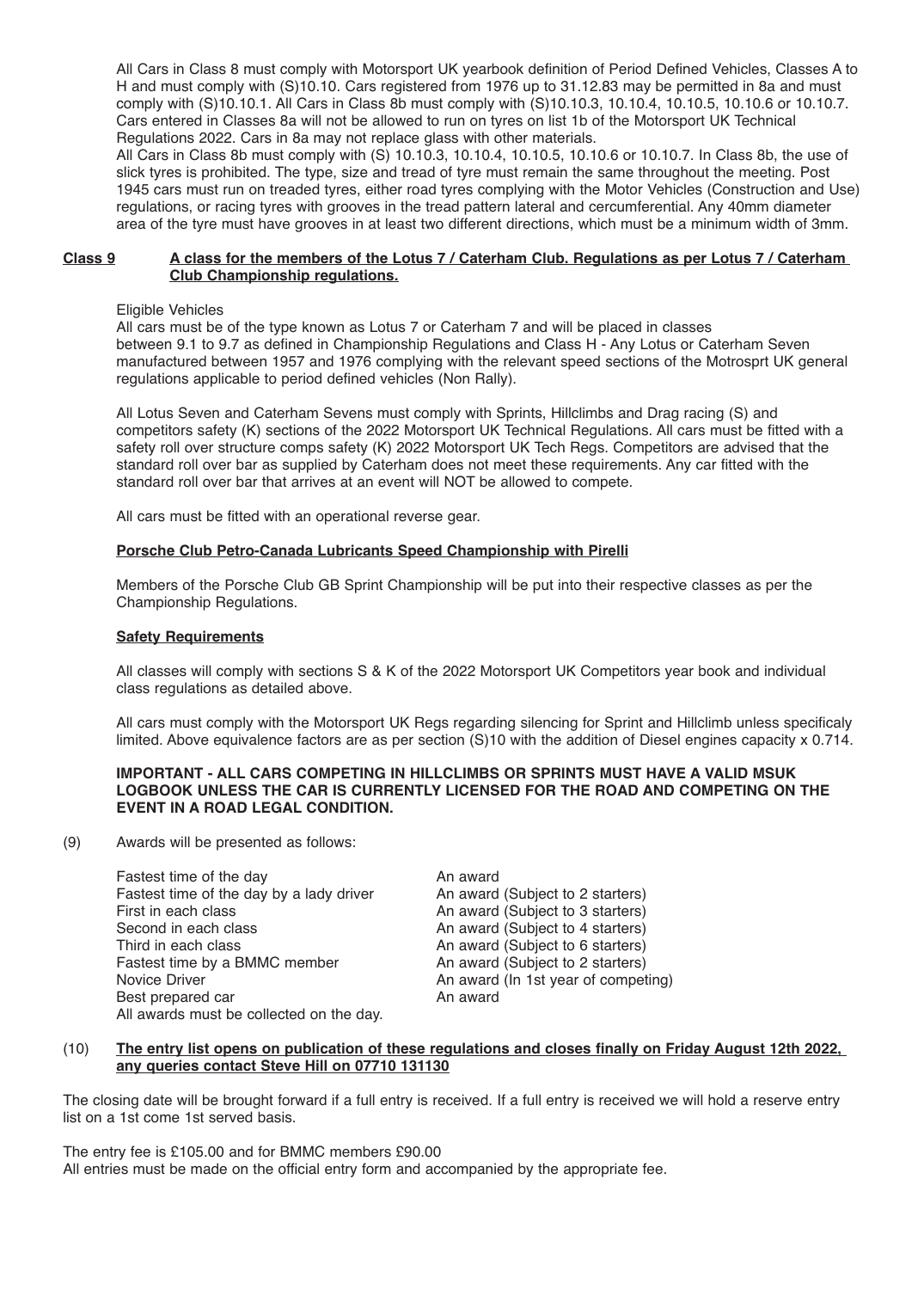All Cars in Class 8 must comply with Motorsport UK yearbook definition of Period Defined Vehicles, Classes A to H and must comply with (S)10.10. Cars registered from 1976 up to 31.12.83 may be permitted in 8a and must comply with (S)10.10.1. All Cars in Class 8b must comply with (S)10.10.3, 10.10.4, 10.10.5, 10.10.6 or 10.10.7. Cars entered in Classes 8a will not be allowed to run on tyres on list 1b of the Motorsport UK Technical Regulations 2022. Cars in 8a may not replace glass with other materials.
All Cars in Class 8b must comply with (S) 10.10.3, 10.10.4, 10.10.5, 10.10.6 or 10.10.7. In Class 8b, the use of slick tyres is prohibited. The type, size and tread of tyre must remain the same throughout the meeting. Post 1945 cars must run on treaded tyres, either road tyres complying with the Motor Vehicles (Construction and Use) regulations, or racing tyres with grooves in the tread pattern lateral and cercumferential. Any 40mm diameter area of the tyre must have grooves in at least two different directions, which must be a minimum width of 3mm.

**Class 9 A class for the members of the Lotus 7 / Caterham Club. Regulations as per Lotus 7 / Caterham Club Championship regulations.**

Eligible Vehicles
All cars must be of the type known as Lotus 7 or Caterham 7 and will be placed in classes between 9.1 to 9.7 as defined in Championship Regulations and Class H - Any Lotus or Caterham Seven manufactured between 1957 and 1976 complying with the relevant speed sections of the Motrosprt UK general regulations applicable to period defined vehicles (Non Rally).

All Lotus Seven and Caterham Sevens must comply with Sprints, Hillclimbs and Drag racing (S) and competitors safety (K) sections of the 2022 Motorsport UK Technical Regulations. All cars must be fitted with a safety roll over structure comps safety (K) 2022 Motorsport UK Tech Regs. Competitors are advised that the standard roll over bar as supplied by Caterham does not meet these requirements. Any car fitted with the standard roll over bar that arrives at an event will NOT be allowed to compete.

All cars must be fitted with an operational reverse gear.

**Porsche Club Petro-Canada Lubricants Speed Championship with Pirelli**

Members of the Porsche Club GB Sprint Championship will be put into their respective classes as per the Championship Regulations.

**Safety Requirements**

All classes will comply with sections S & K of the 2022 Motorsport UK Competitors year book and individual class regulations as detailed above.

All cars must comply with the Motorsport UK Regs regarding silencing for Sprint and Hillclimb unless specificaly limited. Above equivalence factors are as per section (S)10 with the addition of Diesel engines capacity x 0.714.

**IMPORTANT - ALL CARS COMPETING IN HILLCLIMBS OR SPRINTS MUST HAVE A VALID MSUK LOGBOOK UNLESS THE CAR IS CURRENTLY LICENSED FOR THE ROAD AND COMPETING ON THE EVENT IN A ROAD LEGAL CONDITION.**

(9) Awards will be presented as follows:

| | |
|---|---|
| Fastest time of the day | An award |
| Fastest time of the day by a lady driver | An award (Subject to 2 starters) |
| First in each class | An award (Subject to 3 starters) |
| Second in each class | An award (Subject to 4 starters) |
| Third in each class | An award (Subject to 6 starters) |
| Fastest time by a BMMC member | An award (Subject to 2 starters) |
| Novice Driver | An award (In 1st year of competing) |
| Best prepared car | An award |

All awards must be collected on the day.

(10) **The entry list opens on publication of these regulations and closes finally on Friday August 12th 2022, any queries contact Steve Hill on 07710 131130**

The closing date will be brought forward if a full entry is received. If a full entry is received we will hold a reserve entry list on a 1st come 1st served basis.

The entry fee is £105.00 and for BMMC members £90.00
All entries must be made on the official entry form and accompanied by the appropriate fee.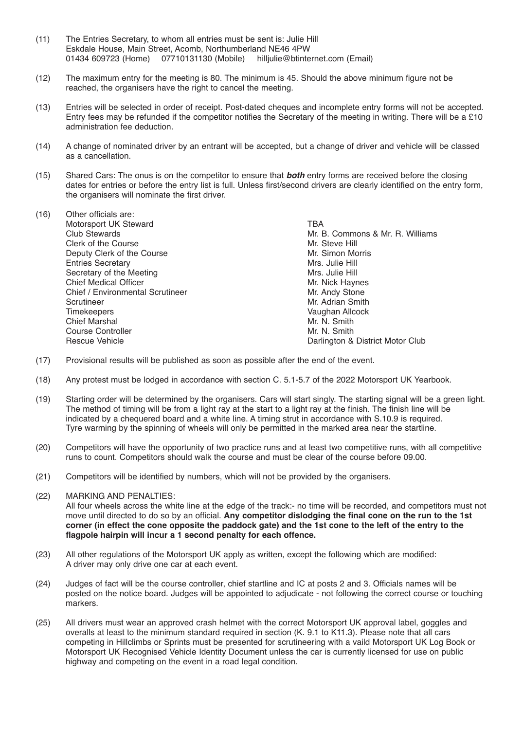(11) The Entries Secretary, to whom all entries must be sent is: Julie Hill
Eskdale House, Main Street, Acomb, Northumberland NE46 4PW
01434 609723 (Home) 07710131130 (Mobile) hilljulie@btinternet.com (Email)

(12) The maximum entry for the meeting is 80. The minimum is 45. Should the above minimum figure not be reached, the organisers have the right to cancel the meeting.

(13) Entries will be selected in order of receipt. Post-dated cheques and incomplete entry forms will not be accepted. Entry fees may be refunded if the competitor notifies the Secretary of the meeting in writing. There will be a £10 administration fee deduction.

(14) A change of nominated driver by an entrant will be accepted, but a change of driver and vehicle will be classed as a cancellation.

(15) Shared Cars: The onus is on the competitor to ensure that ***both*** entry forms are received before the closing dates for entries or before the entry list is full. Unless first/second drivers are clearly identified on the entry form, the organisers will nominate the first driver.

(16) Other officials are:

| | |
|---|---|
| Motorsport UK Steward | TBA |
| Club Stewards | Mr. B. Commons & Mr. R. Williams |
| Clerk of the Course | Mr. Steve Hill |
| Deputy Clerk of the Course | Mr. Simon Morris |
| Entries Secretary | Mrs. Julie Hill |
| Secretary of the Meeting | Mrs. Julie Hill |
| Chief Medical Officer | Mr. Nick Haynes |
| Chief / Environmental Scrutineer | Mr. Andy Stone |
| Scrutineer | Mr. Adrian Smith |
| Timekeepers | Vaughan Allcock |
| Chief Marshal | Mr. N. Smith |
| Course Controller | Mr. N. Smith |
| Rescue Vehicle | Darlington & District Motor Club |

(17) Provisional results will be published as soon as possible after the end of the event.

(18) Any protest must be lodged in accordance with section C. 5.1-5.7 of the 2022 Motorsport UK Yearbook.

(19) Starting order will be determined by the organisers. Cars will start singly. The starting signal will be a green light. The method of timing will be from a light ray at the start to a light ray at the finish. The finish line will be indicated by a chequered board and a white line. A timing strut in accordance with S.10.9 is required. Tyre warming by the spinning of wheels will only be permitted in the marked area near the startline.

(20) Competitors will have the opportunity of two practice runs and at least two competitive runs, with all competitive runs to count. Competitors should walk the course and must be clear of the course before 09.00.

(21) Competitors will be identified by numbers, which will not be provided by the organisers.

(22) MARKING AND PENALTIES:
All four wheels across the white line at the edge of the track:- no time will be recorded, and competitors must not move until directed to do so by an official. **Any competitor dislodging the final cone on the run to the 1st corner (in effect the cone opposite the paddock gate) and the 1st cone to the left of the entry to the flagpole hairpin will incur a 1 second penalty for each offence.**

(23) All other regulations of the Motorsport UK apply as written, except the following which are modified:
A driver may only drive one car at each event.

(24) Judges of fact will be the course controller, chief startline and IC at posts 2 and 3. Officials names will be posted on the notice board. Judges will be appointed to adjudicate - not following the correct course or touching markers.

(25) All drivers must wear an approved crash helmet with the correct Motorsport UK approval label, goggles and overalls at least to the minimum standard required in section (K. 9.1 to K11.3). Please note that all cars competing in Hillclimbs or Sprints must be presented for scrutineering with a vaild Motorsport UK Log Book or Motorsport UK Recognised Vehicle Identity Document unless the car is currently licensed for use on public highway and competing on the event in a road legal condition.